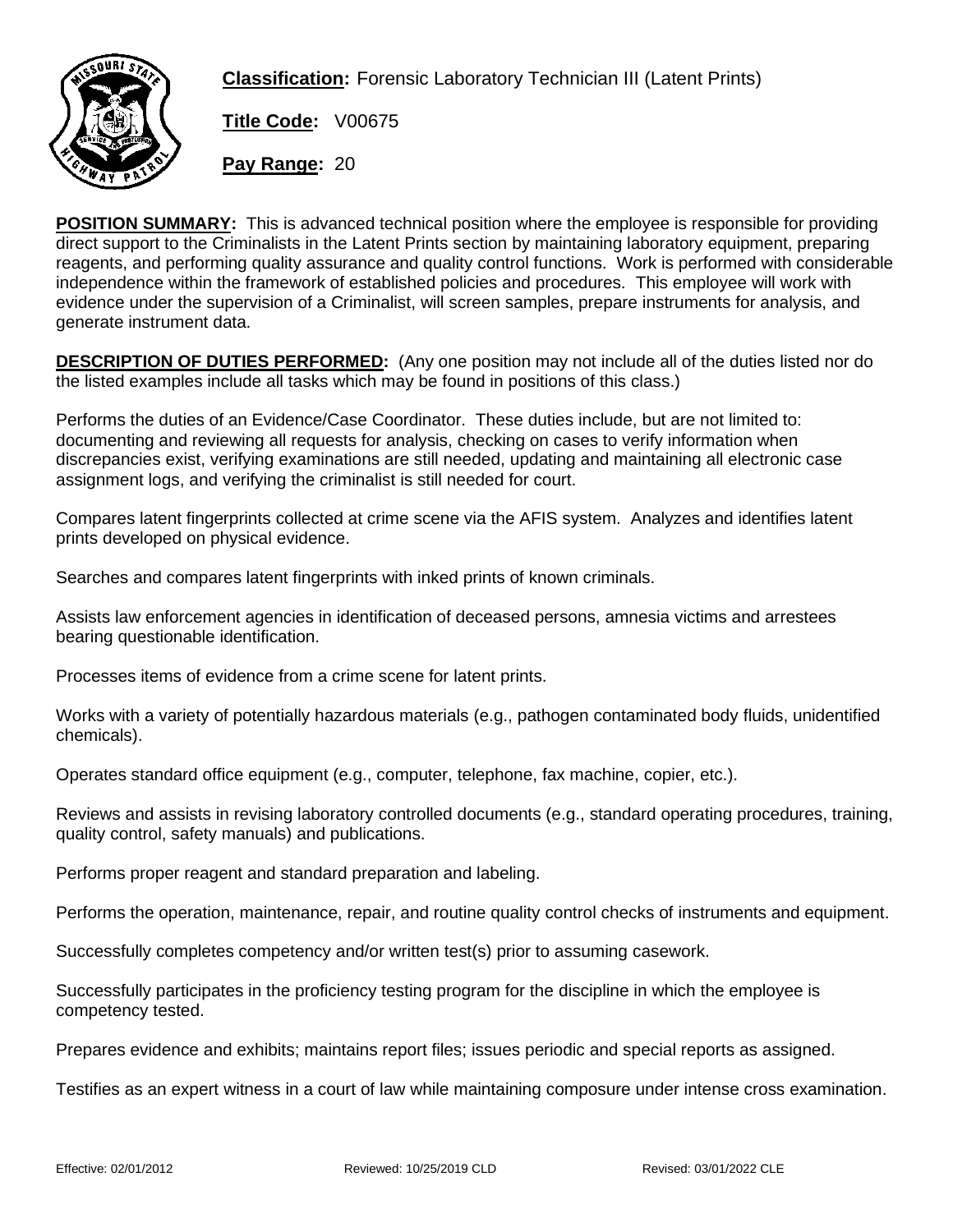**Classification:** Forensic Laboratory Technician III (Latent Prints)

**Title Code:** V00675

**Pay Range:** 20

**POSITION SUMMARY:** This is advanced technical position where the employee is responsible for providing direct support to the Criminalists in the Latent Prints section by maintaining laboratory equipment, preparing reagents, and performing quality assurance and quality control functions. Work is performed with considerable independence within the framework of established policies and procedures. This employee will work with evidence under the supervision of a Criminalist, will screen samples, prepare instruments for analysis, and generate instrument data.

**DESCRIPTION OF DUTIES PERFORMED:** (Any one position may not include all of the duties listed nor do the listed examples include all tasks which may be found in positions of this class.)

Performs the duties of an Evidence/Case Coordinator. These duties include, but are not limited to: documenting and reviewing all requests for analysis, checking on cases to verify information when discrepancies exist, verifying examinations are still needed, updating and maintaining all electronic case assignment logs, and verifying the criminalist is still needed for court.

Compares latent fingerprints collected at crime scene via the AFIS system. Analyzes and identifies latent prints developed on physical evidence.

Searches and compares latent fingerprints with inked prints of known criminals.

Assists law enforcement agencies in identification of deceased persons, amnesia victims and arrestees bearing questionable identification.

Processes items of evidence from a crime scene for latent prints.

Works with a variety of potentially hazardous materials (e.g., pathogen contaminated body fluids, unidentified chemicals).

Operates standard office equipment (e.g., computer, telephone, fax machine, copier, etc.).

Reviews and assists in revising laboratory controlled documents (e.g., standard operating procedures, training, quality control, safety manuals) and publications.

Performs proper reagent and standard preparation and labeling.

Performs the operation, maintenance, repair, and routine quality control checks of instruments and equipment.

Successfully completes competency and/or written test(s) prior to assuming casework.

Successfully participates in the proficiency testing program for the discipline in which the employee is competency tested.

Prepares evidence and exhibits; maintains report files; issues periodic and special reports as assigned.

Testifies as an expert witness in a court of law while maintaining composure under intense cross examination.

Effective: 02/01/2012 Reviewed: 10/25/2019 CLD Revised: 03/01/2022 CLE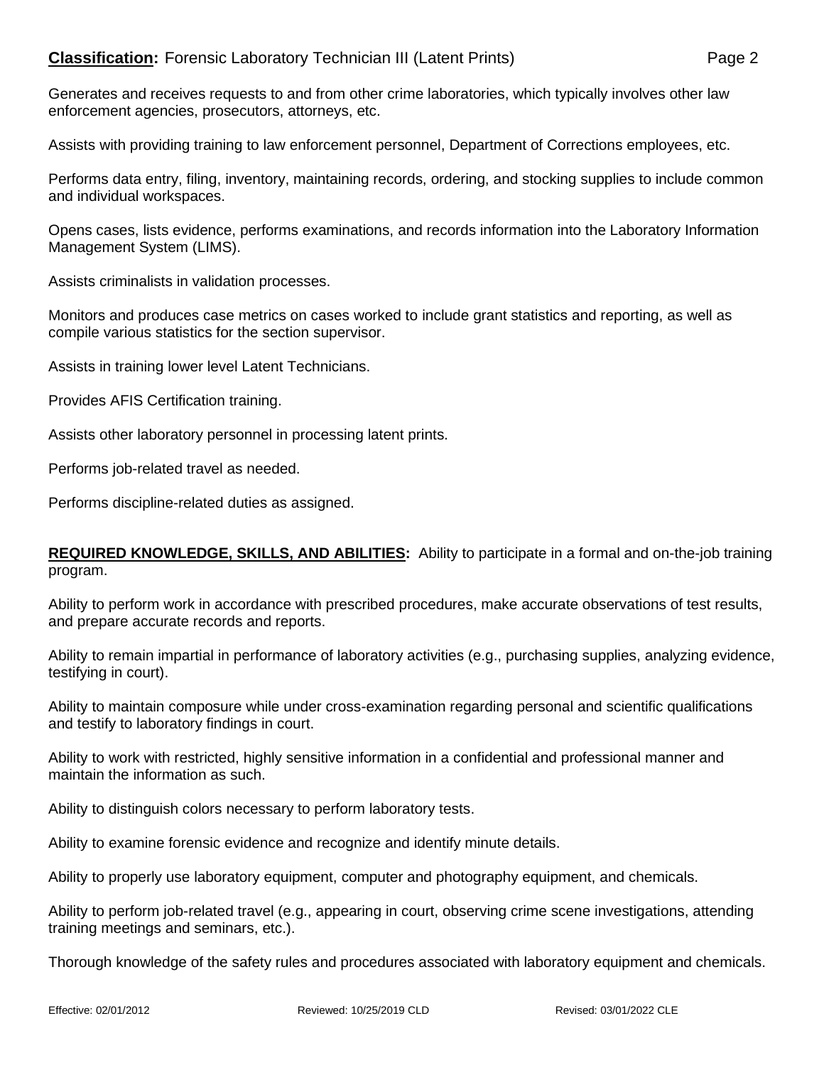Generates and receives requests to and from other crime laboratories, which typically involves other law enforcement agencies, prosecutors, attorneys, etc.

Assists with providing training to law enforcement personnel, Department of Corrections employees, etc.

Performs data entry, filing, inventory, maintaining records, ordering, and stocking supplies to include common and individual workspaces.

Opens cases, lists evidence, performs examinations, and records information into the Laboratory Information Management System (LIMS).

Assists criminalists in validation processes.

Monitors and produces case metrics on cases worked to include grant statistics and reporting, as well as compile various statistics for the section supervisor.

Assists in training lower level Latent Technicians.

Provides AFIS Certification training.

Assists other laboratory personnel in processing latent prints.

Performs job-related travel as needed.

Performs discipline-related duties as assigned.

**REQUIRED KNOWLEDGE, SKILLS, AND ABILITIES:** Ability to participate in a formal and on-the-job training program.

Ability to perform work in accordance with prescribed procedures, make accurate observations of test results, and prepare accurate records and reports.

Ability to remain impartial in performance of laboratory activities (e.g., purchasing supplies, analyzing evidence, testifying in court).

Ability to maintain composure while under cross-examination regarding personal and scientific qualifications and testify to laboratory findings in court.

Ability to work with restricted, highly sensitive information in a confidential and professional manner and maintain the information as such.

Ability to distinguish colors necessary to perform laboratory tests.

Ability to examine forensic evidence and recognize and identify minute details.

Ability to properly use laboratory equipment, computer and photography equipment, and chemicals.

Ability to perform job-related travel (e.g., appearing in court, observing crime scene investigations, attending training meetings and seminars, etc.).

Thorough knowledge of the safety rules and procedures associated with laboratory equipment and chemicals.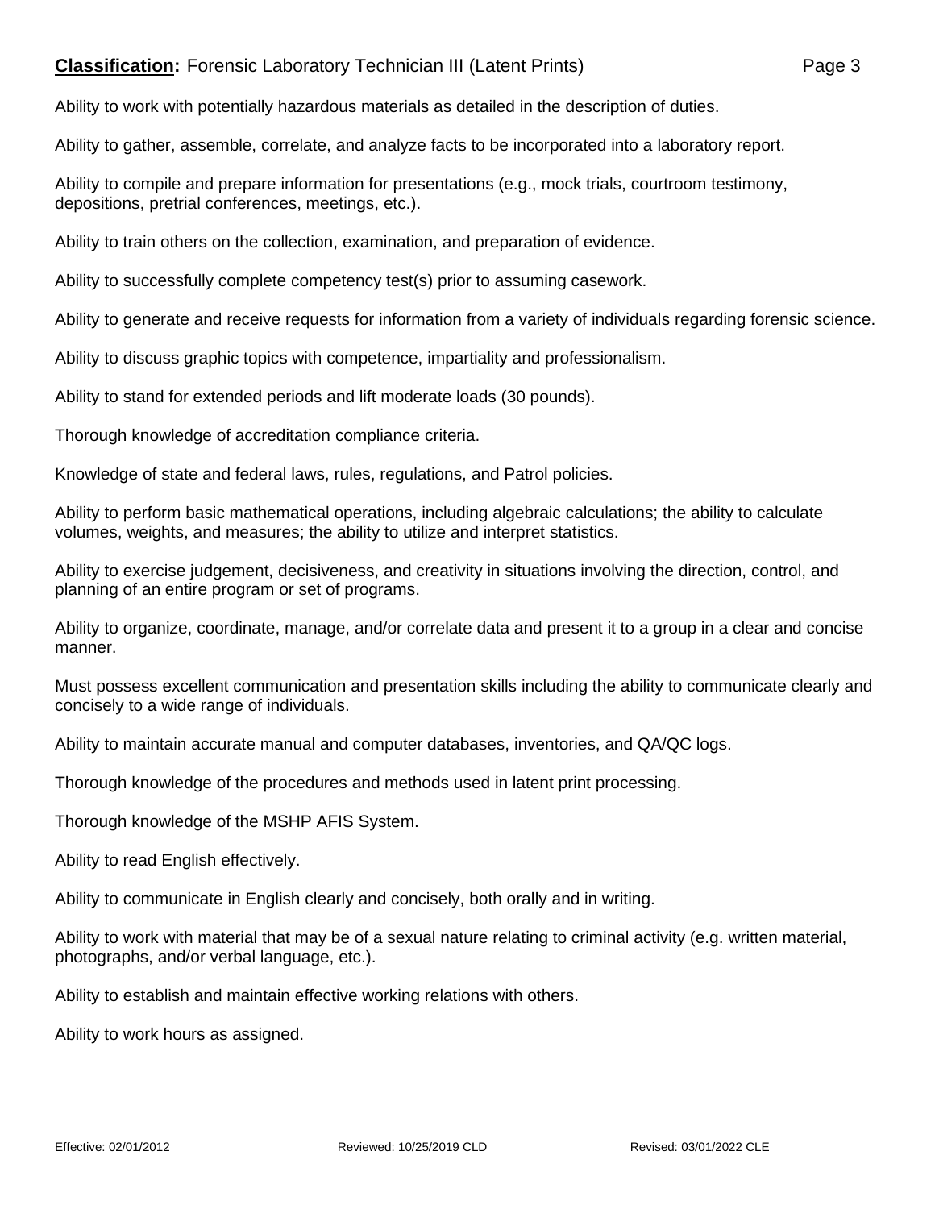Ability to work with potentially hazardous materials as detailed in the description of duties.

Ability to gather, assemble, correlate, and analyze facts to be incorporated into a laboratory report.

Ability to compile and prepare information for presentations (e.g., mock trials, courtroom testimony, depositions, pretrial conferences, meetings, etc.).

Ability to train others on the collection, examination, and preparation of evidence.

Ability to successfully complete competency test(s) prior to assuming casework.

Ability to generate and receive requests for information from a variety of individuals regarding forensic science.

Ability to discuss graphic topics with competence, impartiality and professionalism.

Ability to stand for extended periods and lift moderate loads (30 pounds).

Thorough knowledge of accreditation compliance criteria.

Knowledge of state and federal laws, rules, regulations, and Patrol policies.

Ability to perform basic mathematical operations, including algebraic calculations; the ability to calculate volumes, weights, and measures; the ability to utilize and interpret statistics.

Ability to exercise judgement, decisiveness, and creativity in situations involving the direction, control, and planning of an entire program or set of programs.

Ability to organize, coordinate, manage, and/or correlate data and present it to a group in a clear and concise manner.

Must possess excellent communication and presentation skills including the ability to communicate clearly and concisely to a wide range of individuals.

Ability to maintain accurate manual and computer databases, inventories, and QA/QC logs.

Thorough knowledge of the procedures and methods used in latent print processing.

Thorough knowledge of the MSHP AFIS System.

Ability to read English effectively.

Ability to communicate in English clearly and concisely, both orally and in writing.

Ability to work with material that may be of a sexual nature relating to criminal activity (e.g. written material, photographs, and/or verbal language, etc.).

Ability to establish and maintain effective working relations with others.

Ability to work hours as assigned.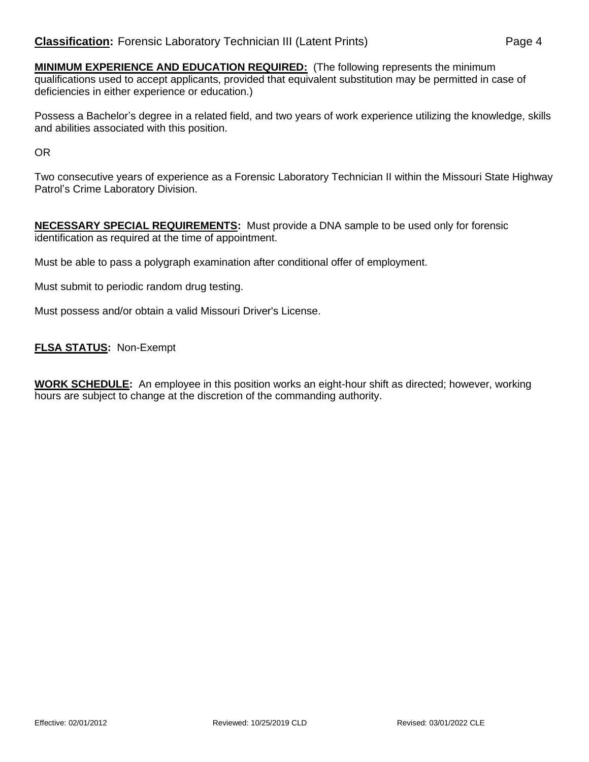**MINIMUM EXPERIENCE AND EDUCATION REQUIRED:** (The following represents the minimum qualifications used to accept applicants, provided that equivalent substitution may be permitted in case of deficiencies in either experience or education.)

Possess a Bachelor's degree in a related field, and two years of work experience utilizing the knowledge, skills and abilities associated with this position.

OR

Two consecutive years of experience as a Forensic Laboratory Technician II within the Missouri State Highway Patrol's Crime Laboratory Division.

**NECESSARY SPECIAL REQUIREMENTS:** Must provide a DNA sample to be used only for forensic identification as required at the time of appointment.

Must be able to pass a polygraph examination after conditional offer of employment.

Must submit to periodic random drug testing.

Must possess and/or obtain a valid Missouri Driver's License.

**FLSA STATUS:** Non-Exempt

**WORK SCHEDULE:** An employee in this position works an eight-hour shift as directed; however, working hours are subject to change at the discretion of the commanding authority.